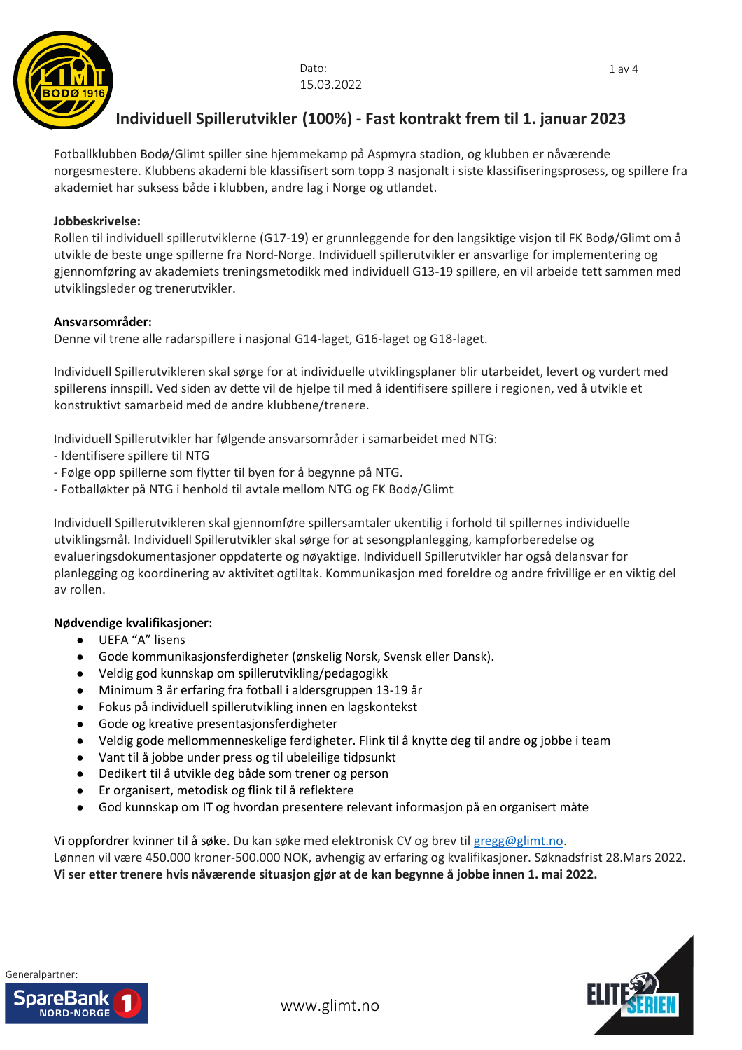Dato:
15.03.2022

# Individuell Spillerutvikler (100%) - Fast kontrakt frem til 1. januar 2023

Fotballklubben Bodø/Glimt spiller sine hjemmekamp på Aspmyra stadion, og klubben er nåværende norgesmestere. Klubbens akademi ble klassifisert som topp 3 nasjonalt i siste klassifiseringsprosess, og spillere fra akademiet har suksess både i klubben, andre lag i Norge og utlandet.

**Jobbeskrivelse:**
Rollen til individuell spillerutviklerne (G17-19) er grunnleggende for den langsiktige visjon til FK Bodø/Glimt om å utvikle de beste unge spillerne fra Nord-Norge. Individuell spillerutvikler er ansvarlige for implementering og gjennomføring av akademiets treningsmetodikk med individuell G13-19 spillere, en vil arbeide tett sammen med utviklingsleder og trenerutvikler.

**Ansvarsområder:**
Denne vil trene alle radarspillere i nasjonal G14-laget, G16-laget og G18-laget.

Individuell Spillerutvikleren skal sørge for at individuelle utviklingsplaner blir utarbeidet, levert og vurdert med spillerens innspill. Ved siden av dette vil de hjelpe til med å identifisere spillere i regionen, ved å utvikle et konstruktivt samarbeid med de andre klubbene/trenere.

Individuell Spillerutvikler har følgende ansvarsområder i samarbeidet med NTG:
- Identifisere spillere til NTG
- Følge opp spillerne som flytter til byen for å begynne på NTG.
- Fotballøkter på NTG i henhold til avtale mellom NTG og FK Bodø/Glimt

Individuell Spillerutvikleren skal gjennomføre spillersamtaler ukentilig i forhold til spillernes individuelle utviklingsmål. Individuell Spillerutvikler skal sørge for at sesongplanlegging, kampforberedelse og evalueringsdokumentasjoner oppdaterte og nøyaktige. Individuell Spillerutvikler har også delansvar for planlegging og koordinering av aktivitet ogtiltak. Kommunikasjon med foreldre og andre frivillige er en viktig del av rollen.

**Nødvendige kvalifikasjoner:**
- UEFA "A" lisens
- Gode kommunikasjonsferdigheter (ønskelig Norsk, Svensk eller Dansk).
- Veldig god kunnskap om spillerutvikling/pedagogikk
- Minimum 3 år erfaring fra fotball i aldersgruppen 13-19 år
- Fokus på individuell spillerutvikling innen en lagskontekst
- Gode og kreative presentasjonsferdigheter
- Veldig gode mellommenneskelige ferdigheter. Flink til å knytte deg til andre og jobbe i team
- Vant til å jobbe under press og til ubeleilige tidspunkt
- Dedikert til å utvikle deg både som trener og person
- Er organisert, metodisk og flink til å reflektere
- God kunnskap om IT og hvordan presentere relevant informasjon på en organisert måte

Vi oppfordrer kvinner til å søke. Du kan søke med elektronisk CV og brev til gregg@glimt.no.
Lønnen vil være 450.000 kroner-500.000 NOK, avhengig av erfaring og kvalifikasjoner. Søknadsfrist 28.Mars 2022.
**Vi ser etter trenere hvis nåværende situasjon gjør at de kan begynne å jobbe innen 1. mai 2022.**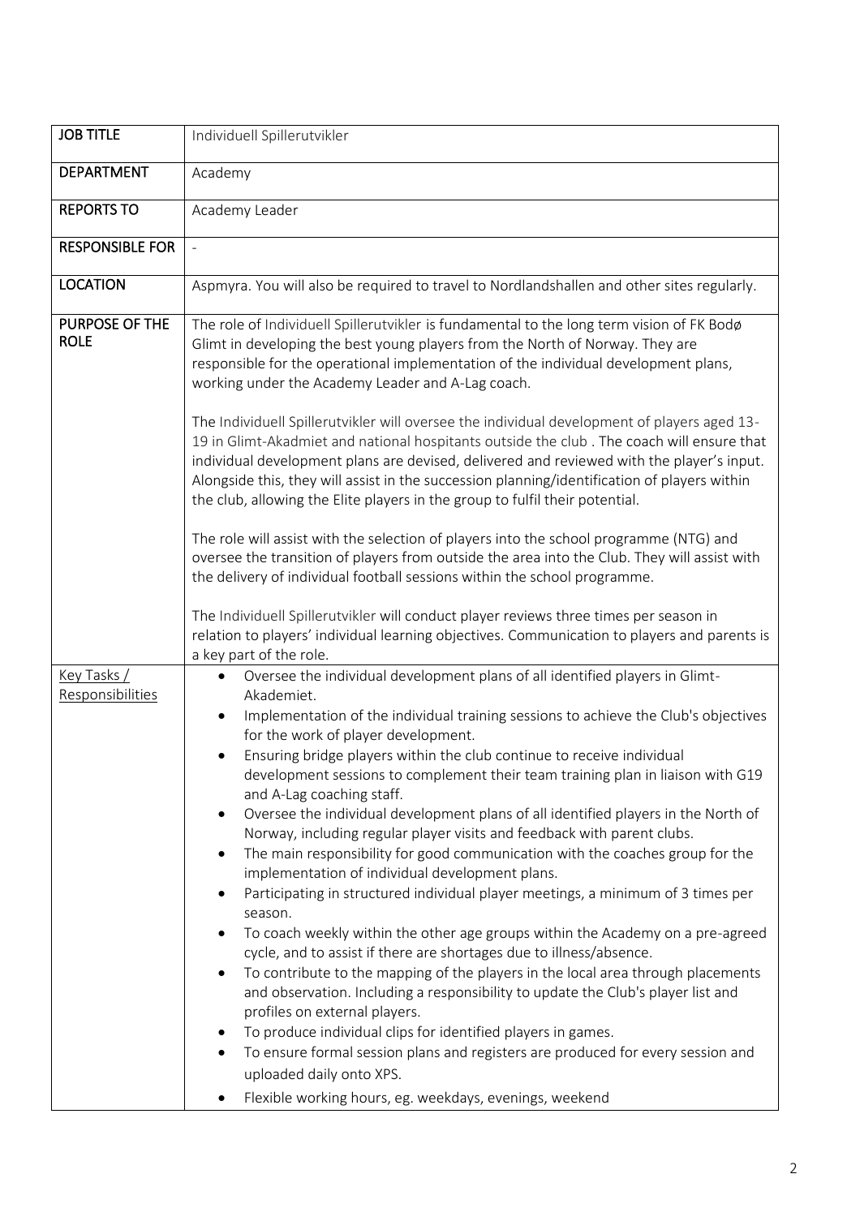| JOB TITLE | Individuell Spillerutvikler |
|---|---|
| DEPARTMENT | Academy |
| REPORTS TO | Academy Leader |
| RESPONSIBLE FOR | - |
| LOCATION | Aspmyra. You will also be required to travel to Nordlandshallen and other sites regularly. |
| PURPOSE OF THE ROLE | The role of Individuell Spillerutvikler is fundamental to the long term vision of FK Bodø Glimt in developing the best young players from the North of Norway. They are responsible for the operational implementation of the individual development plans, working under the Academy Leader and A-Lag coach.<br><br>The Individuell Spillerutvikler will oversee the individual development of players aged 13-19 in Glimt-Akadmiet and national hospitants outside the club . The coach will ensure that individual development plans are devised, delivered and reviewed with the player's input. Alongside this, they will assist in the succession planning/identification of players within the club, allowing the Elite players in the group to fulfil their potential.<br><br>The role will assist with the selection of players into the school programme (NTG) and oversee the transition of players from outside the area into the Club. They will assist with the delivery of individual football sessions within the school programme.<br><br>The Individuell Spillerutvikler will conduct player reviews three times per season in relation to players' individual learning objectives. Communication to players and parents is a key part of the role. |
| Key Tasks / Responsibilities | • Oversee the individual development plans of all identified players in Glimt-Akademiet.<br>• Implementation of the individual training sessions to achieve the Club's objectives for the work of player development.<br>• Ensuring bridge players within the club continue to receive individual development sessions to complement their team training plan in liaison with G19 and A-Lag coaching staff.<br>• Oversee the individual development plans of all identified players in the North of Norway, including regular player visits and feedback with parent clubs.<br>• The main responsibility for good communication with the coaches group for the implementation of individual development plans.<br>• Participating in structured individual player meetings, a minimum of 3 times per season.<br>• To coach weekly within the other age groups within the Academy on a pre-agreed cycle, and to assist if there are shortages due to illness/absence.<br>• To contribute to the mapping of the players in the local area through placements and observation. Including a responsibility to update the Club's player list and profiles on external players.<br>• To produce individual clips for identified players in games.<br>• To ensure formal session plans and registers are produced for every session and uploaded daily onto XPS.<br>• Flexible working hours, eg. weekdays, evenings, weekend |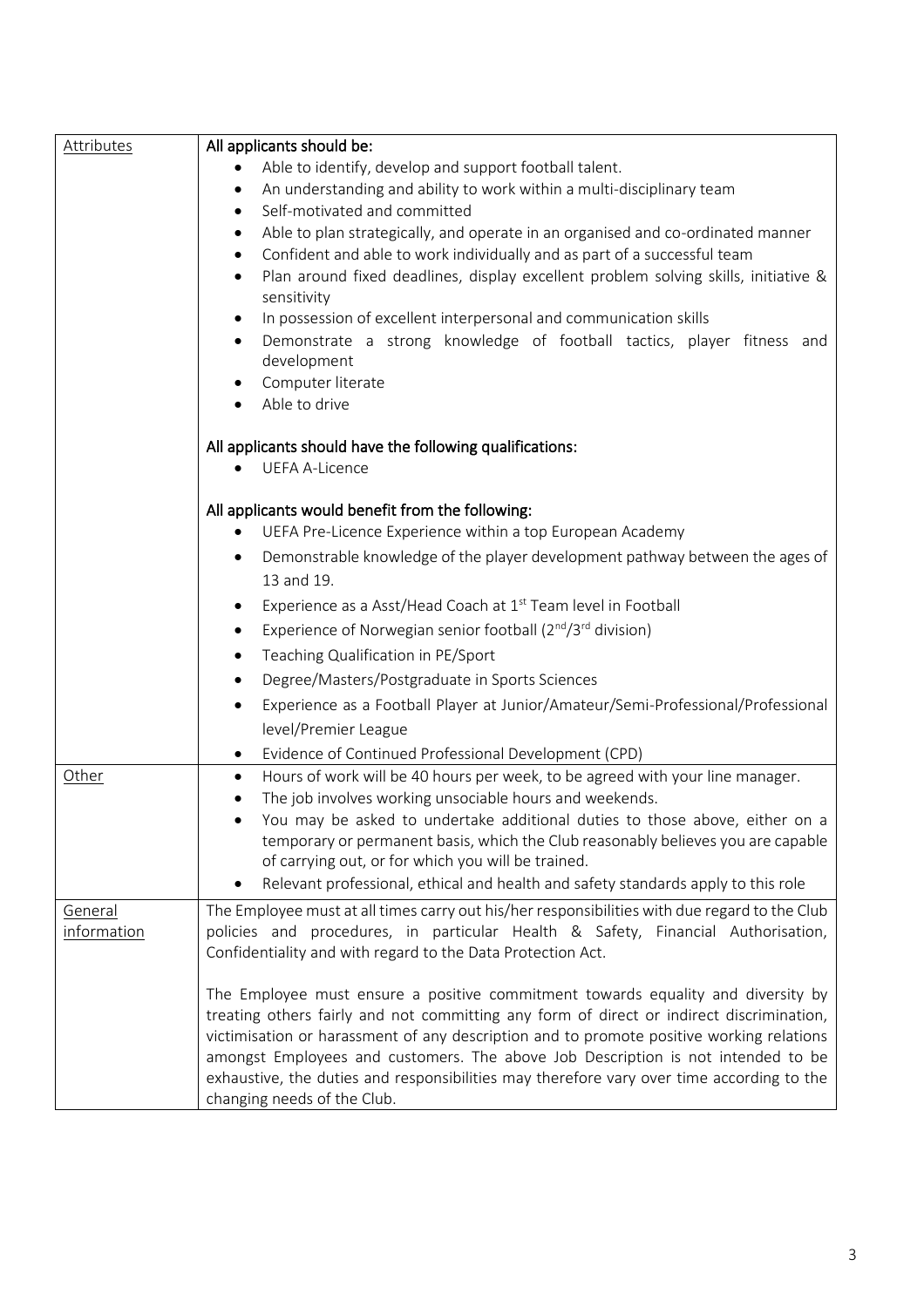| | |
|---|---|
| Attributes | **All applicants should be:**<br>• Able to identify, develop and support football talent.<br>• An understanding and ability to work within a multi-disciplinary team<br>• Self-motivated and committed<br>• Able to plan strategically, and operate in an organised and co-ordinated manner<br>• Confident and able to work individually and as part of a successful team<br>• Plan around fixed deadlines, display excellent problem solving skills, initiative & sensitivity<br>• In possession of excellent interpersonal and communication skills<br>• Demonstrate a strong knowledge of football tactics, player fitness and development<br>• Computer literate<br>• Able to drive<br><br>**All applicants should have the following qualifications:**<br>• UEFA A-Licence<br><br>**All applicants would benefit from the following:**<br>• UEFA Pre-Licence Experience within a top European Academy<br>• Demonstrable knowledge of the player development pathway between the ages of 13 and 19.<br>• Experience as a Asst/Head Coach at 1st Team level in Football<br>• Experience of Norwegian senior football (2nd/3rd division)<br>• Teaching Qualification in PE/Sport<br>• Degree/Masters/Postgraduate in Sports Sciences<br>• Experience as a Football Player at Junior/Amateur/Semi-Professional/Professional level/Premier League<br>• Evidence of Continued Professional Development (CPD) |
| Other | • Hours of work will be 40 hours per week, to be agreed with your line manager.<br>• The job involves working unsociable hours and weekends.<br>• You may be asked to undertake additional duties to those above, either on a temporary or permanent basis, which the Club reasonably believes you are capable of carrying out, or for which you will be trained.<br>• Relevant professional, ethical and health and safety standards apply to this role |
| General information | The Employee must at all times carry out his/her responsibilities with due regard to the Club policies and procedures, in particular Health & Safety, Financial Authorisation, Confidentiality and with regard to the Data Protection Act.<br><br>The Employee must ensure a positive commitment towards equality and diversity by treating others fairly and not committing any form of direct or indirect discrimination, victimisation or harassment of any description and to promote positive working relations amongst Employees and customers. The above Job Description is not intended to be exhaustive, the duties and responsibilities may therefore vary over time according to the changing needs of the Club. |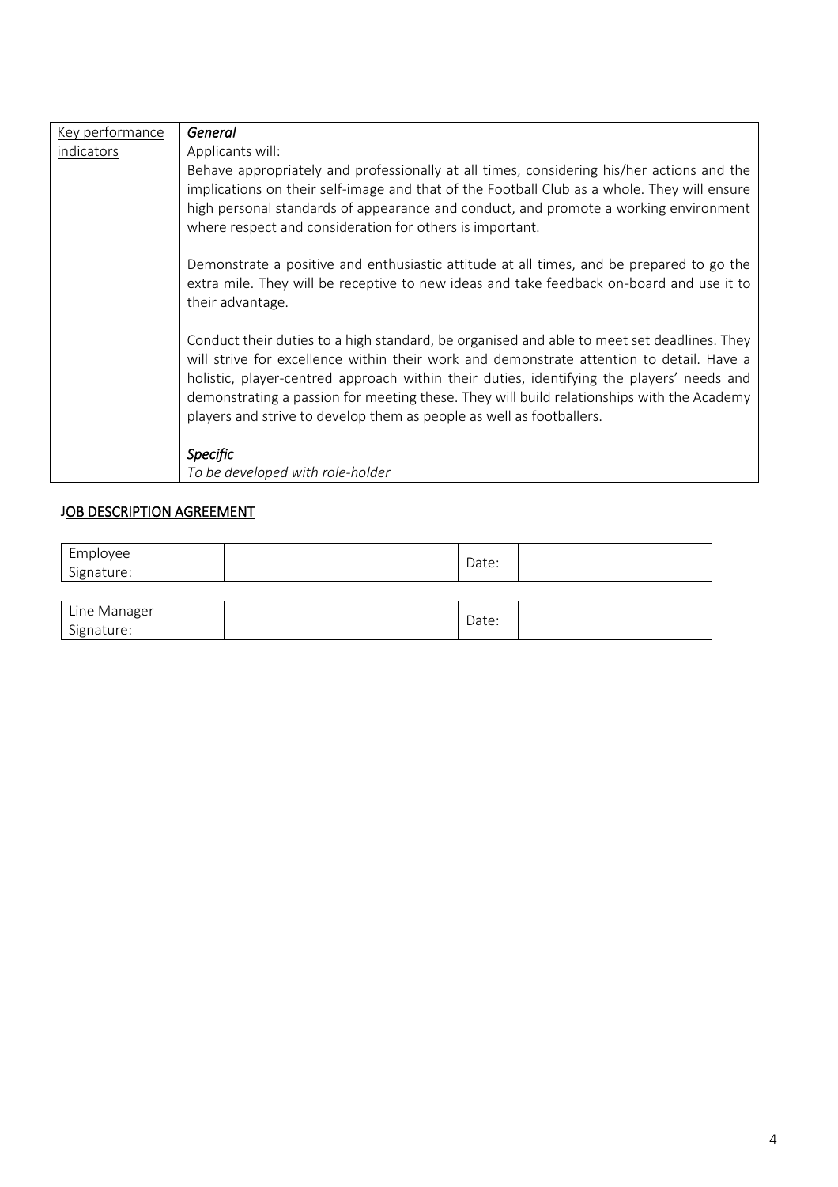| | |
|---|---|
| Key performance indicators | ***General***<br>Applicants will:<br>Behave appropriately and professionally at all times, considering his/her actions and the implications on their self-image and that of the Football Club as a whole. They will ensure high personal standards of appearance and conduct, and promote a working environment where respect and consideration for others is important.<br><br>Demonstrate a positive and enthusiastic attitude at all times, and be prepared to go the extra mile. They will be receptive to new ideas and take feedback on-board and use it to their advantage.<br><br>Conduct their duties to a high standard, be organised and able to meet set deadlines. They will strive for excellence within their work and demonstrate attention to detail. Have a holistic, player-centred approach within their duties, identifying the players' needs and demonstrating a passion for meeting these. They will build relationships with the Academy players and strive to develop them as people as well as footballers.<br><br>***Specific***<br>*To be developed with role-holder* |

## JOB DESCRIPTION AGREEMENT

| | | | |
|---|---|---|---|
| Employee Signature: | | Date: | |

| | | | |
|---|---|---|---|
| Line Manager Signature: | | Date: | |